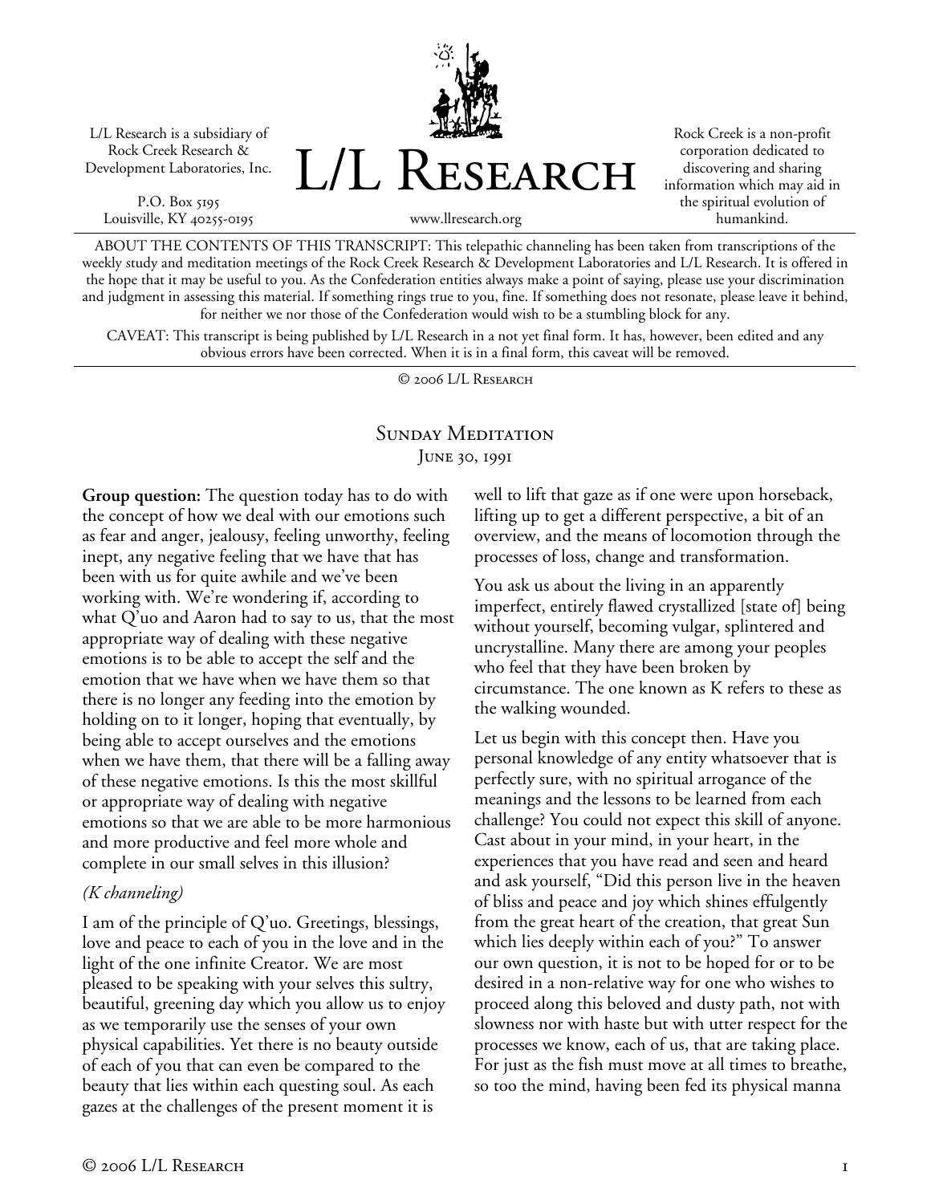L/L Research is a subsidiary of Rock Creek Research & Development Laboratories, Inc.

P.O. Box 5195
Louisville, KY 40255-0195

# L/L Research

www.llresearch.org

Rock Creek is a non-profit corporation dedicated to discovering and sharing information which may aid in the spiritual evolution of humankind.

ABOUT THE CONTENTS OF THIS TRANSCRIPT: This telepathic channeling has been taken from transcriptions of the weekly study and meditation meetings of the Rock Creek Research & Development Laboratories and L/L Research. It is offered in the hope that it may be useful to you. As the Confederation entities always make a point of saying, please use your discrimination and judgment in assessing this material. If something rings true to you, fine. If something does not resonate, please leave it behind, for neither we nor those of the Confederation would wish to be a stumbling block for any.

CAVEAT: This transcript is being published by L/L Research in a not yet final form. It has, however, been edited and any obvious errors have been corrected. When it is in a final form, this caveat will be removed.

© 2006 L/L Research

## Sunday Meditation
### June 30, 1991

**Group question:** The question today has to do with the concept of how we deal with our emotions such as fear and anger, jealousy, feeling unworthy, feeling inept, any negative feeling that we have that has been with us for quite awhile and we've been working with. We're wondering if, according to what Q'uo and Aaron had to say to us, that the most appropriate way of dealing with these negative emotions is to be able to accept the self and the emotion that we have when we have them so that there is no longer any feeding into the emotion by holding on to it longer, hoping that eventually, by being able to accept ourselves and the emotions when we have them, that there will be a falling away of these negative emotions. Is this the most skillful or appropriate way of dealing with negative emotions so that we are able to be more harmonious and more productive and feel more whole and complete in our small selves in this illusion?

*(K channeling)*

I am of the principle of Q'uo. Greetings, blessings, love and peace to each of you in the love and in the light of the one infinite Creator. We are most pleased to be speaking with your selves this sultry, beautiful, greening day which you allow us to enjoy as we temporarily use the senses of your own physical capabilities. Yet there is no beauty outside of each of you that can even be compared to the beauty that lies within each questing soul. As each gazes at the challenges of the present moment it is well to lift that gaze as if one were upon horseback, lifting up to get a different perspective, a bit of an overview, and the means of locomotion through the processes of loss, change and transformation.

You ask us about the living in an apparently imperfect, entirely flawed crystallized [state of] being without yourself, becoming vulgar, splintered and uncrystalline. Many there are among your peoples who feel that they have been broken by circumstance. The one known as K refers to these as the walking wounded.

Let us begin with this concept then. Have you personal knowledge of any entity whatsoever that is perfectly sure, with no spiritual arrogance of the meanings and the lessons to be learned from each challenge? You could not expect this skill of anyone. Cast about in your mind, in your heart, in the experiences that you have read and seen and heard and ask yourself, "Did this person live in the heaven of bliss and peace and joy which shines effulgently from the great heart of the creation, that great Sun which lies deeply within each of you?" To answer our own question, it is not to be hoped for or to be desired in a non-relative way for one who wishes to proceed along this beloved and dusty path, not with slowness nor with haste but with utter respect for the processes we know, each of us, that are taking place. For just as the fish must move at all times to breathe, so too the mind, having been fed its physical manna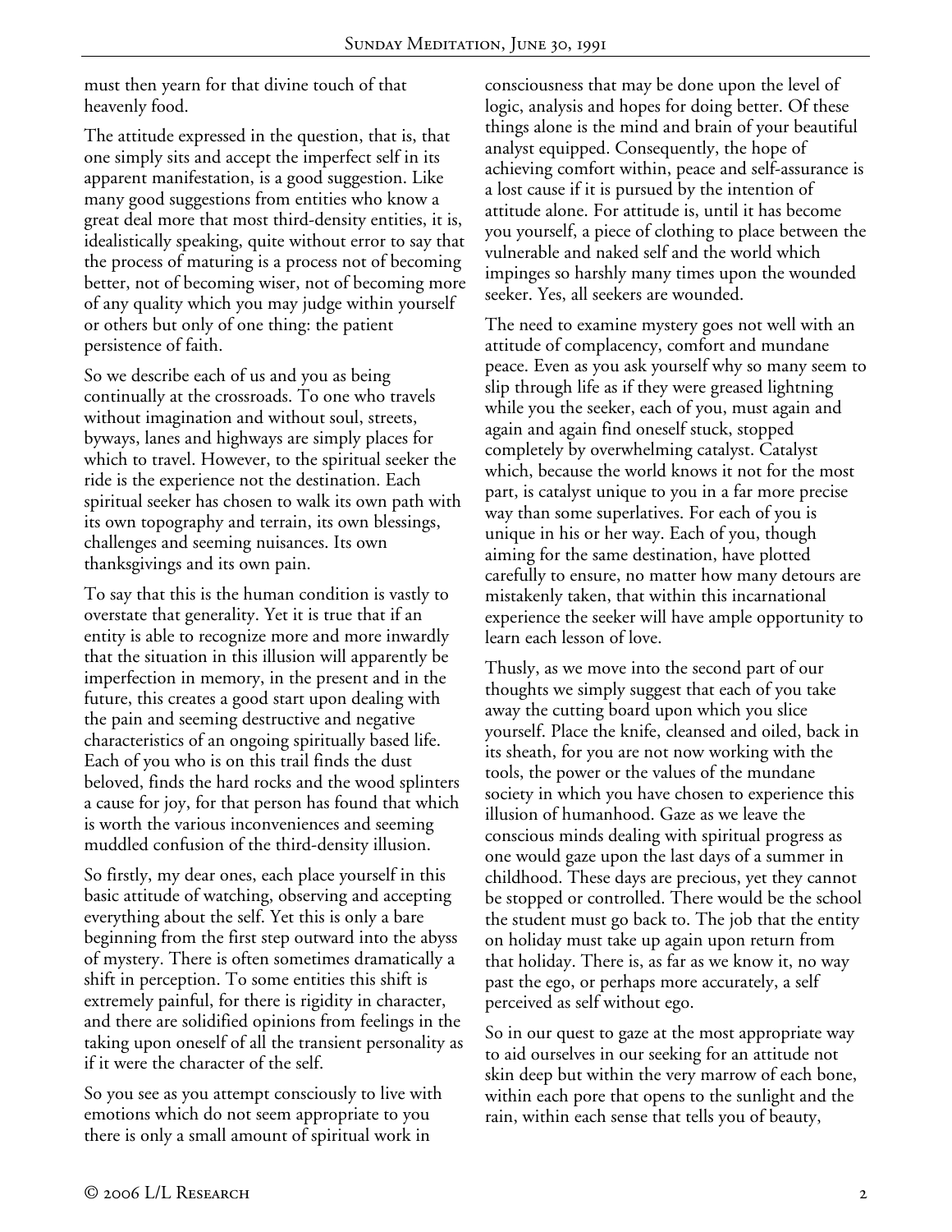must then yearn for that divine touch of that heavenly food.

The attitude expressed in the question, that is, that one simply sits and accept the imperfect self in its apparent manifestation, is a good suggestion. Like many good suggestions from entities who know a great deal more that most third-density entities, it is, idealistically speaking, quite without error to say that the process of maturing is a process not of becoming better, not of becoming wiser, not of becoming more of any quality which you may judge within yourself or others but only of one thing: the patient persistence of faith.

So we describe each of us and you as being continually at the crossroads. To one who travels without imagination and without soul, streets, byways, lanes and highways are simply places for which to travel. However, to the spiritual seeker the ride is the experience not the destination. Each spiritual seeker has chosen to walk its own path with its own topography and terrain, its own blessings, challenges and seeming nuisances. Its own thanksgivings and its own pain.

To say that this is the human condition is vastly to overstate that generality. Yet it is true that if an entity is able to recognize more and more inwardly that the situation in this illusion will apparently be imperfection in memory, in the present and in the future, this creates a good start upon dealing with the pain and seeming destructive and negative characteristics of an ongoing spiritually based life. Each of you who is on this trail finds the dust beloved, finds the hard rocks and the wood splinters a cause for joy, for that person has found that which is worth the various inconveniences and seeming muddled confusion of the third-density illusion.

So firstly, my dear ones, each place yourself in this basic attitude of watching, observing and accepting everything about the self. Yet this is only a bare beginning from the first step outward into the abyss of mystery. There is often sometimes dramatically a shift in perception. To some entities this shift is extremely painful, for there is rigidity in character, and there are solidified opinions from feelings in the taking upon oneself of all the transient personality as if it were the character of the self.

So you see as you attempt consciously to live with emotions which do not seem appropriate to you there is only a small amount of spiritual work in consciousness that may be done upon the level of logic, analysis and hopes for doing better. Of these things alone is the mind and brain of your beautiful analyst equipped. Consequently, the hope of achieving comfort within, peace and self-assurance is a lost cause if it is pursued by the intention of attitude alone. For attitude is, until it has become you yourself, a piece of clothing to place between the vulnerable and naked self and the world which impinges so harshly many times upon the wounded seeker. Yes, all seekers are wounded.

The need to examine mystery goes not well with an attitude of complacency, comfort and mundane peace. Even as you ask yourself why so many seem to slip through life as if they were greased lightning while you the seeker, each of you, must again and again and again find oneself stuck, stopped completely by overwhelming catalyst. Catalyst which, because the world knows it not for the most part, is catalyst unique to you in a far more precise way than some superlatives. For each of you is unique in his or her way. Each of you, though aiming for the same destination, have plotted carefully to ensure, no matter how many detours are mistakenly taken, that within this incarnational experience the seeker will have ample opportunity to learn each lesson of love.

Thusly, as we move into the second part of our thoughts we simply suggest that each of you take away the cutting board upon which you slice yourself. Place the knife, cleansed and oiled, back in its sheath, for you are not now working with the tools, the power or the values of the mundane society in which you have chosen to experience this illusion of humanhood. Gaze as we leave the conscious minds dealing with spiritual progress as one would gaze upon the last days of a summer in childhood. These days are precious, yet they cannot be stopped or controlled. There would be the school the student must go back to. The job that the entity on holiday must take up again upon return from that holiday. There is, as far as we know it, no way past the ego, or perhaps more accurately, a self perceived as self without ego.

So in our quest to gaze at the most appropriate way to aid ourselves in our seeking for an attitude not skin deep but within the very marrow of each bone, within each pore that opens to the sunlight and the rain, within each sense that tells you of beauty,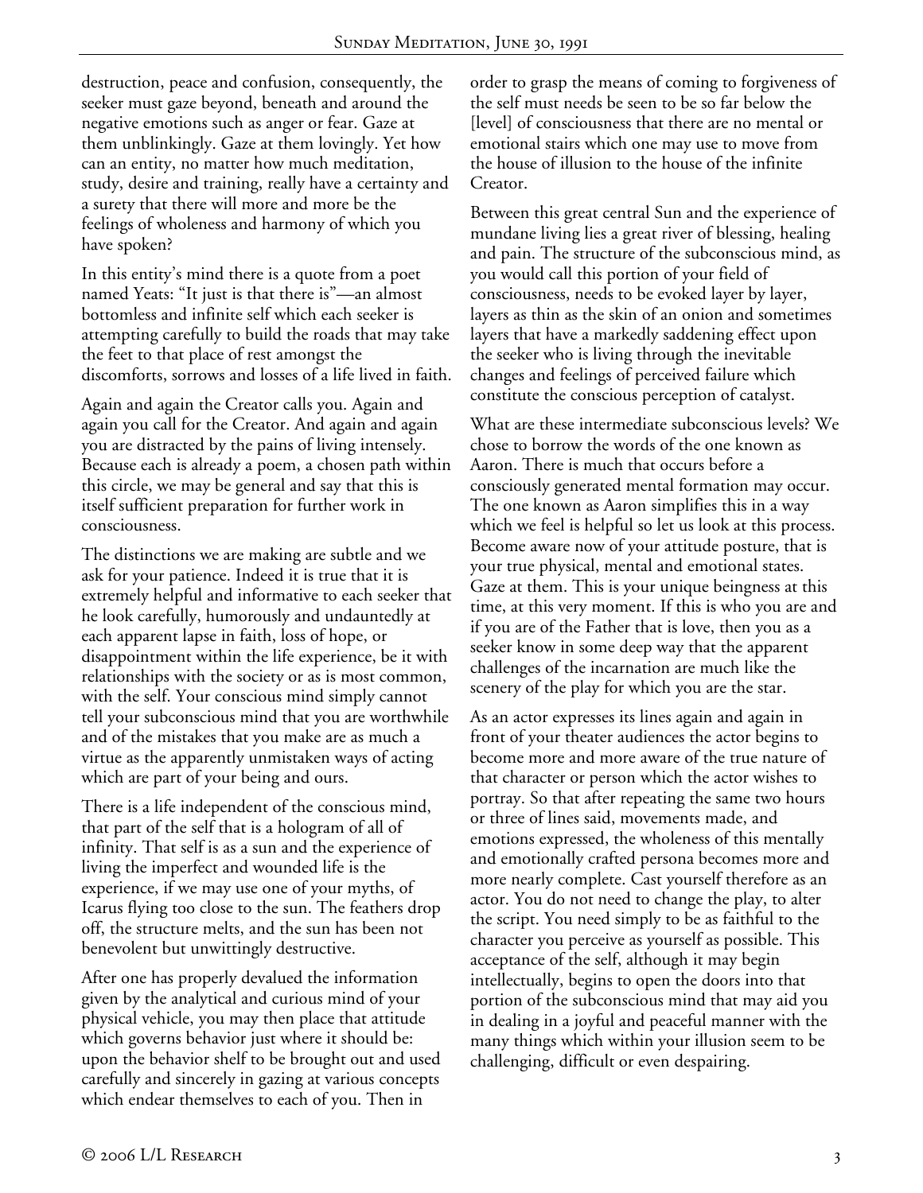destruction, peace and confusion, consequently, the seeker must gaze beyond, beneath and around the negative emotions such as anger or fear. Gaze at them unblinkingly. Gaze at them lovingly. Yet how can an entity, no matter how much meditation, study, desire and training, really have a certainty and a surety that there will more and more be the feelings of wholeness and harmony of which you have spoken?

In this entity's mind there is a quote from a poet named Yeats: "It just is that there is"—an almost bottomless and infinite self which each seeker is attempting carefully to build the roads that may take the feet to that place of rest amongst the discomforts, sorrows and losses of a life lived in faith.

Again and again the Creator calls you. Again and again you call for the Creator. And again and again you are distracted by the pains of living intensely. Because each is already a poem, a chosen path within this circle, we may be general and say that this is itself sufficient preparation for further work in consciousness.

The distinctions we are making are subtle and we ask for your patience. Indeed it is true that it is extremely helpful and informative to each seeker that he look carefully, humorously and undauntedly at each apparent lapse in faith, loss of hope, or disappointment within the life experience, be it with relationships with the society or as is most common, with the self. Your conscious mind simply cannot tell your subconscious mind that you are worthwhile and of the mistakes that you make are as much a virtue as the apparently unmistaken ways of acting which are part of your being and ours.

There is a life independent of the conscious mind, that part of the self that is a hologram of all of infinity. That self is as a sun and the experience of living the imperfect and wounded life is the experience, if we may use one of your myths, of Icarus flying too close to the sun. The feathers drop off, the structure melts, and the sun has been not benevolent but unwittingly destructive.

After one has properly devalued the information given by the analytical and curious mind of your physical vehicle, you may then place that attitude which governs behavior just where it should be: upon the behavior shelf to be brought out and used carefully and sincerely in gazing at various concepts which endear themselves to each of you. Then in order to grasp the means of coming to forgiveness of the self must needs be seen to be so far below the [level] of consciousness that there are no mental or emotional stairs which one may use to move from the house of illusion to the house of the infinite Creator.

Between this great central Sun and the experience of mundane living lies a great river of blessing, healing and pain. The structure of the subconscious mind, as you would call this portion of your field of consciousness, needs to be evoked layer by layer, layers as thin as the skin of an onion and sometimes layers that have a markedly saddening effect upon the seeker who is living through the inevitable changes and feelings of perceived failure which constitute the conscious perception of catalyst.

What are these intermediate subconscious levels? We chose to borrow the words of the one known as Aaron. There is much that occurs before a consciously generated mental formation may occur. The one known as Aaron simplifies this in a way which we feel is helpful so let us look at this process. Become aware now of your attitude posture, that is your true physical, mental and emotional states. Gaze at them. This is your unique beingness at this time, at this very moment. If this is who you are and if you are of the Father that is love, then you as a seeker know in some deep way that the apparent challenges of the incarnation are much like the scenery of the play for which you are the star.

As an actor expresses its lines again and again in front of your theater audiences the actor begins to become more and more aware of the true nature of that character or person which the actor wishes to portray. So that after repeating the same two hours or three of lines said, movements made, and emotions expressed, the wholeness of this mentally and emotionally crafted persona becomes more and more nearly complete. Cast yourself therefore as an actor. You do not need to change the play, to alter the script. You need simply to be as faithful to the character you perceive as yourself as possible. This acceptance of the self, although it may begin intellectually, begins to open the doors into that portion of the subconscious mind that may aid you in dealing in a joyful and peaceful manner with the many things which within your illusion seem to be challenging, difficult or even despairing.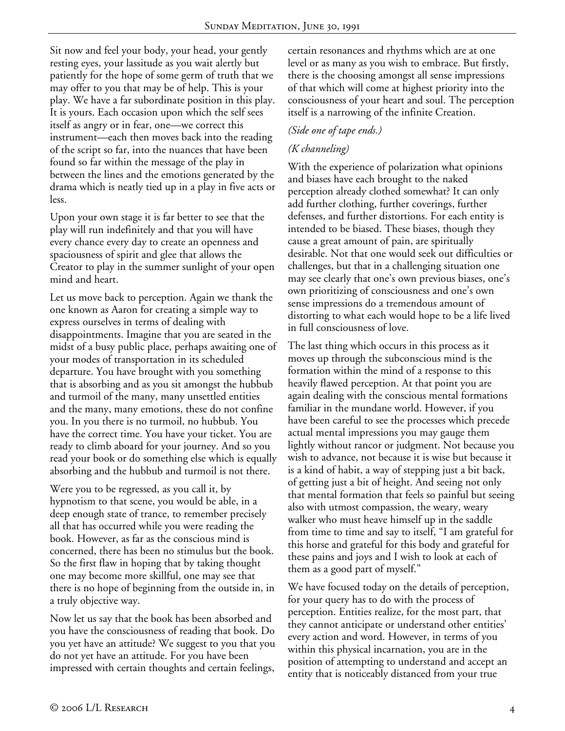Sit now and feel your body, your head, your gently resting eyes, your lassitude as you wait alertly but patiently for the hope of some germ of truth that we may offer to you that may be of help. This is your play. We have a far subordinate position in this play. It is yours. Each occasion upon which the self sees itself as angry or in fear, one—we correct this instrument—each then moves back into the reading of the script so far, into the nuances that have been found so far within the message of the play in between the lines and the emotions generated by the drama which is neatly tied up in a play in five acts or less.

Upon your own stage it is far better to see that the play will run indefinitely and that you will have every chance every day to create an openness and spaciousness of spirit and glee that allows the Creator to play in the summer sunlight of your open mind and heart.

Let us move back to perception. Again we thank the one known as Aaron for creating a simple way to express ourselves in terms of dealing with disappointments. Imagine that you are seated in the midst of a busy public place, perhaps awaiting one of your modes of transportation in its scheduled departure. You have brought with you something that is absorbing and as you sit amongst the hubbub and turmoil of the many, many unsettled entities and the many, many emotions, these do not confine you. In you there is no turmoil, no hubbub. You have the correct time. You have your ticket. You are ready to climb aboard for your journey. And so you read your book or do something else which is equally absorbing and the hubbub and turmoil is not there.

Were you to be regressed, as you call it, by hypnotism to that scene, you would be able, in a deep enough state of trance, to remember precisely all that has occurred while you were reading the book. However, as far as the conscious mind is concerned, there has been no stimulus but the book. So the first flaw in hoping that by taking thought one may become more skillful, one may see that there is no hope of beginning from the outside in, in a truly objective way.

Now let us say that the book has been absorbed and you have the consciousness of reading that book. Do you yet have an attitude? We suggest to you that you do not yet have an attitude. For you have been impressed with certain thoughts and certain feelings, certain resonances and rhythms which are at one level or as many as you wish to embrace. But firstly, there is the choosing amongst all sense impressions of that which will come at highest priority into the consciousness of your heart and soul. The perception itself is a narrowing of the infinite Creation.

*(Side one of tape ends.)*

*(K channeling)*

With the experience of polarization what opinions and biases have each brought to the naked perception already clothed somewhat? It can only add further clothing, further coverings, further defenses, and further distortions. For each entity is intended to be biased. These biases, though they cause a great amount of pain, are spiritually desirable. Not that one would seek out difficulties or challenges, but that in a challenging situation one may see clearly that one's own previous biases, one's own prioritizing of consciousness and one's own sense impressions do a tremendous amount of distorting to what each would hope to be a life lived in full consciousness of love.

The last thing which occurs in this process as it moves up through the subconscious mind is the formation within the mind of a response to this heavily flawed perception. At that point you are again dealing with the conscious mental formations familiar in the mundane world. However, if you have been careful to see the processes which precede actual mental impressions you may gauge them lightly without rancor or judgment. Not because you wish to advance, not because it is wise but because it is a kind of habit, a way of stepping just a bit back, of getting just a bit of height. And seeing not only that mental formation that feels so painful but seeing also with utmost compassion, the weary, weary walker who must heave himself up in the saddle from time to time and say to itself, "I am grateful for this horse and grateful for this body and grateful for these pains and joys and I wish to look at each of them as a good part of myself."

We have focused today on the details of perception, for your query has to do with the process of perception. Entities realize, for the most part, that they cannot anticipate or understand other entities' every action and word. However, in terms of you within this physical incarnation, you are in the position of attempting to understand and accept an entity that is noticeably distanced from your true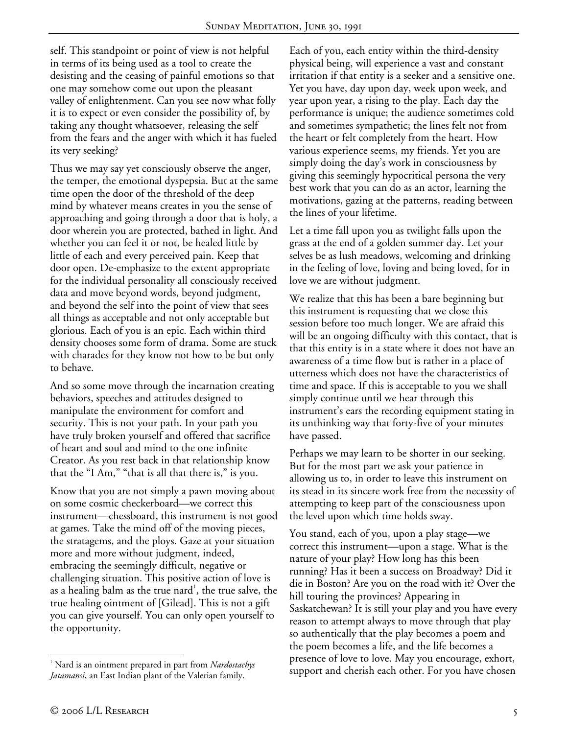self. This standpoint or point of view is not helpful in terms of its being used as a tool to create the desisting and the ceasing of painful emotions so that one may somehow come out upon the pleasant valley of enlightenment. Can you see now what folly it is to expect or even consider the possibility of, by taking any thought whatsoever, releasing the self from the fears and the anger with which it has fueled its very seeking?

Thus we may say yet consciously observe the anger, the temper, the emotional dyspepsia. But at the same time open the door of the threshold of the deep mind by whatever means creates in you the sense of approaching and going through a door that is holy, a door wherein you are protected, bathed in light. And whether you can feel it or not, be healed little by little of each and every perceived pain. Keep that door open. De-emphasize to the extent appropriate for the individual personality all consciously received data and move beyond words, beyond judgment, and beyond the self into the point of view that sees all things as acceptable and not only acceptable but glorious. Each of you is an epic. Each within third density chooses some form of drama. Some are stuck with charades for they know not how to be but only to behave.

And so some move through the incarnation creating behaviors, speeches and attitudes designed to manipulate the environment for comfort and security. This is not your path. In your path you have truly broken yourself and offered that sacrifice of heart and soul and mind to the one infinite Creator. As you rest back in that relationship know that the "I Am," "that is all that there is," is you.

Know that you are not simply a pawn moving about on some cosmic checkerboard—we correct this instrument—chessboard, this instrument is not good at games. Take the mind off of the moving pieces, the stratagems, and the ploys. Gaze at your situation more and more without judgment, indeed, embracing the seemingly difficult, negative or challenging situation. This positive action of love is as a healing balm as the true nard[1], the true salve, the true healing ointment of [Gilead]. This is not a gift you can give yourself. You can only open yourself to the opportunity.

Each of you, each entity within the third-density physical being, will experience a vast and constant irritation if that entity is a seeker and a sensitive one. Yet you have, day upon day, week upon week, and year upon year, a rising to the play. Each day the performance is unique; the audience sometimes cold and sometimes sympathetic; the lines felt not from the heart or felt completely from the heart. How various experience seems, my friends. Yet you are simply doing the day's work in consciousness by giving this seemingly hypocritical persona the very best work that you can do as an actor, learning the motivations, gazing at the patterns, reading between the lines of your lifetime.

Let a time fall upon you as twilight falls upon the grass at the end of a golden summer day. Let your selves be as lush meadows, welcoming and drinking in the feeling of love, loving and being loved, for in love we are without judgment.

We realize that this has been a bare beginning but this instrument is requesting that we close this session before too much longer. We are afraid this will be an ongoing difficulty with this contact, that is that this entity is in a state where it does not have an awareness of a time flow but is rather in a place of utterness which does not have the characteristics of time and space. If this is acceptable to you we shall simply continue until we hear through this instrument's ears the recording equipment stating in its unthinking way that forty-five of your minutes have passed.

Perhaps we may learn to be shorter in our seeking. But for the most part we ask your patience in allowing us to, in order to leave this instrument on its stead in its sincere work free from the necessity of attempting to keep part of the consciousness upon the level upon which time holds sway.

You stand, each of you, upon a play stage—we correct this instrument—upon a stage. What is the nature of your play? How long has this been running? Has it been a success on Broadway? Did it die in Boston? Are you on the road with it? Over the hill touring the provinces? Appearing in Saskatchewan? It is still your play and you have every reason to attempt always to move through that play so authentically that the play becomes a poem and the poem becomes a life, and the life becomes a presence of love to love. May you encourage, exhort, support and cherish each other. For you have chosen

[1] Nard is an ointment prepared in part from *Nardostachys Jatamansi*, an East Indian plant of the Valerian family.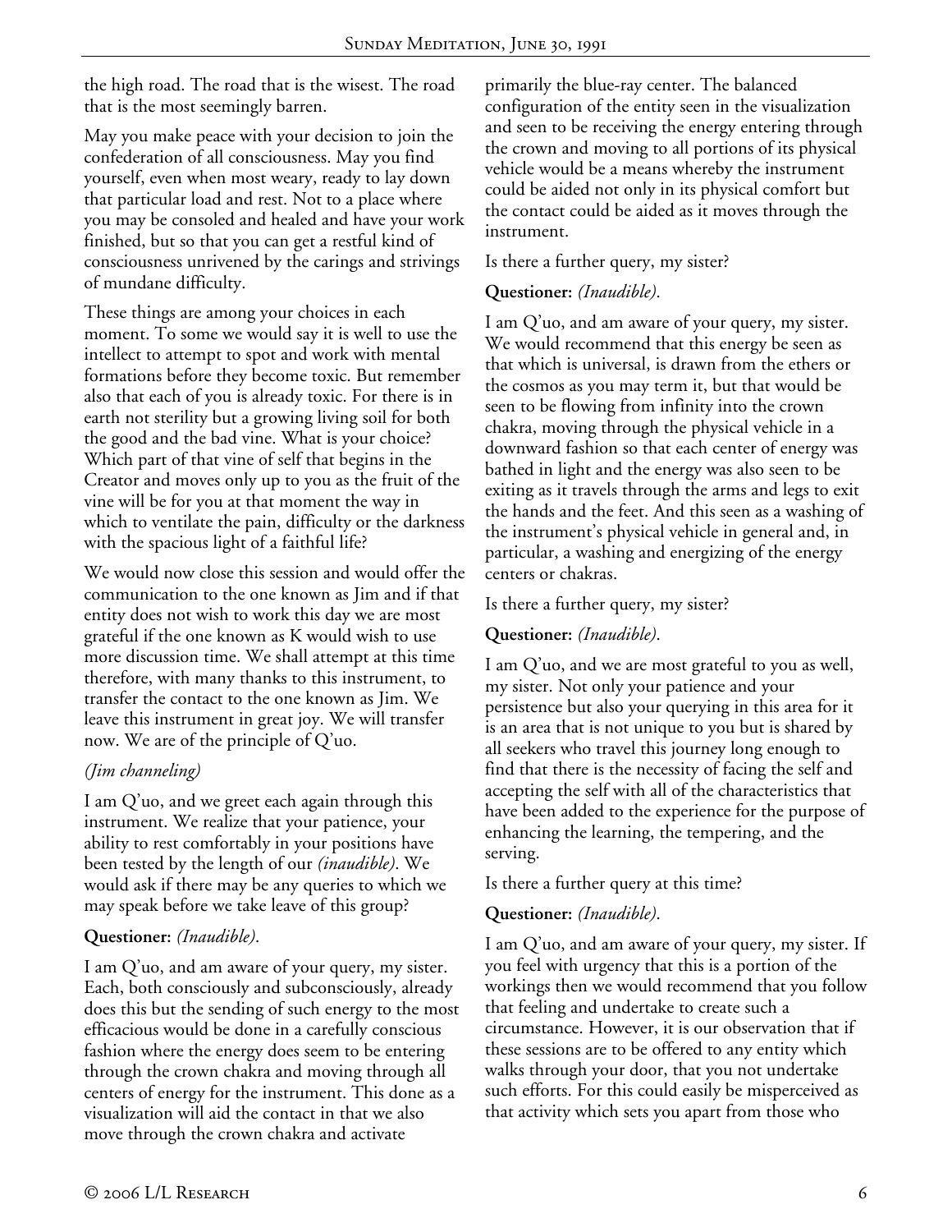the high road. The road that is the wisest. The road that is the most seemingly barren.

May you make peace with your decision to join the confederation of all consciousness. May you find yourself, even when most weary, ready to lay down that particular load and rest. Not to a place where you may be consoled and healed and have your work finished, but so that you can get a restful kind of consciousness unrivened by the carings and strivings of mundane difficulty.

These things are among your choices in each moment. To some we would say it is well to use the intellect to attempt to spot and work with mental formations before they become toxic. But remember also that each of you is already toxic. For there is in earth not sterility but a growing living soil for both the good and the bad vine. What is your choice? Which part of that vine of self that begins in the Creator and moves only up to you as the fruit of the vine will be for you at that moment the way in which to ventilate the pain, difficulty or the darkness with the spacious light of a faithful life?

We would now close this session and would offer the communication to the one known as Jim and if that entity does not wish to work this day we are most grateful if the one known as K would wish to use more discussion time. We shall attempt at this time therefore, with many thanks to this instrument, to transfer the contact to the one known as Jim. We leave this instrument in great joy. We will transfer now. We are of the principle of Q'uo.

*(Jim channeling)*

I am Q'uo, and we greet each again through this instrument. We realize that your patience, your ability to rest comfortably in your positions have been tested by the length of our *(inaudible)*. We would ask if there may be any queries to which we may speak before we take leave of this group?

**Questioner:** *(Inaudible)*.

I am Q'uo, and am aware of your query, my sister. Each, both consciously and subconsciously, already does this but the sending of such energy to the most efficacious would be done in a carefully conscious fashion where the energy does seem to be entering through the crown chakra and moving through all centers of energy for the instrument. This done as a visualization will aid the contact in that we also move through the crown chakra and activate primarily the blue-ray center. The balanced configuration of the entity seen in the visualization and seen to be receiving the energy entering through the crown and moving to all portions of its physical vehicle would be a means whereby the instrument could be aided not only in its physical comfort but the contact could be aided as it moves through the instrument.

Is there a further query, my sister?

**Questioner:** *(Inaudible)*.

I am Q'uo, and am aware of your query, my sister. We would recommend that this energy be seen as that which is universal, is drawn from the ethers or the cosmos as you may term it, but that would be seen to be flowing from infinity into the crown chakra, moving through the physical vehicle in a downward fashion so that each center of energy was bathed in light and the energy was also seen to be exiting as it travels through the arms and legs to exit the hands and the feet. And this seen as a washing of the instrument's physical vehicle in general and, in particular, a washing and energizing of the energy centers or chakras.

Is there a further query, my sister?

**Questioner:** *(Inaudible)*.

I am Q'uo, and we are most grateful to you as well, my sister. Not only your patience and your persistence but also your querying in this area for it is an area that is not unique to you but is shared by all seekers who travel this journey long enough to find that there is the necessity of facing the self and accepting the self with all of the characteristics that have been added to the experience for the purpose of enhancing the learning, the tempering, and the serving.

Is there a further query at this time?

**Questioner:** *(Inaudible)*.

I am Q'uo, and am aware of your query, my sister. If you feel with urgency that this is a portion of the workings then we would recommend that you follow that feeling and undertake to create such a circumstance. However, it is our observation that if these sessions are to be offered to any entity which walks through your door, that you not undertake such efforts. For this could easily be misperceived as that activity which sets you apart from those who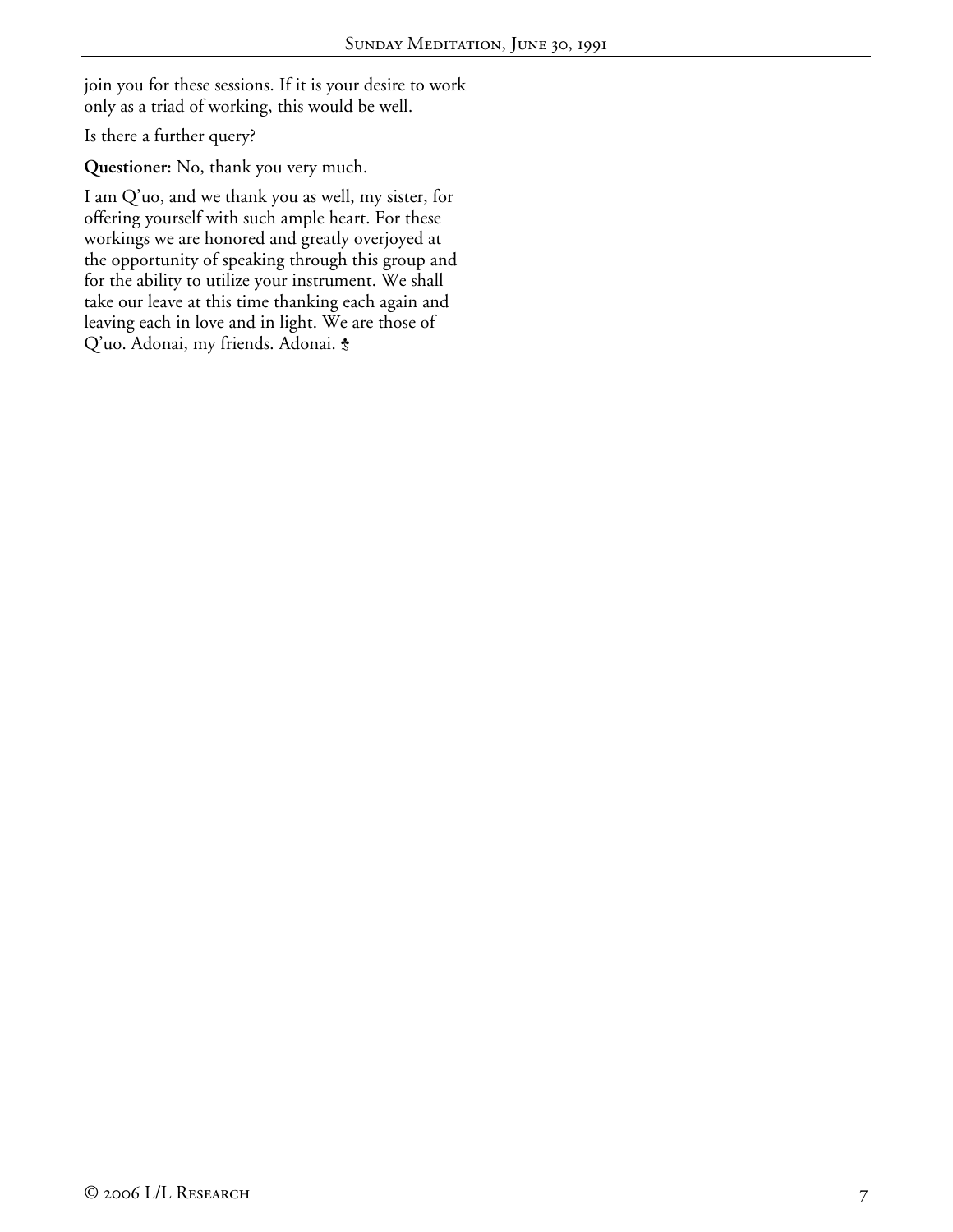join you for these sessions. If it is your desire to work only as a triad of working, this would be well.

Is there a further query?

**Questioner:** No, thank you very much.

I am Q'uo, and we thank you as well, my sister, for offering yourself with such ample heart. For these workings we are honored and greatly overjoyed at the opportunity of speaking through this group and for the ability to utilize your instrument. We shall take our leave at this time thanking each again and leaving each in love and in light. We are those of Q'uo. Adonai, my friends. Adonai. ♣